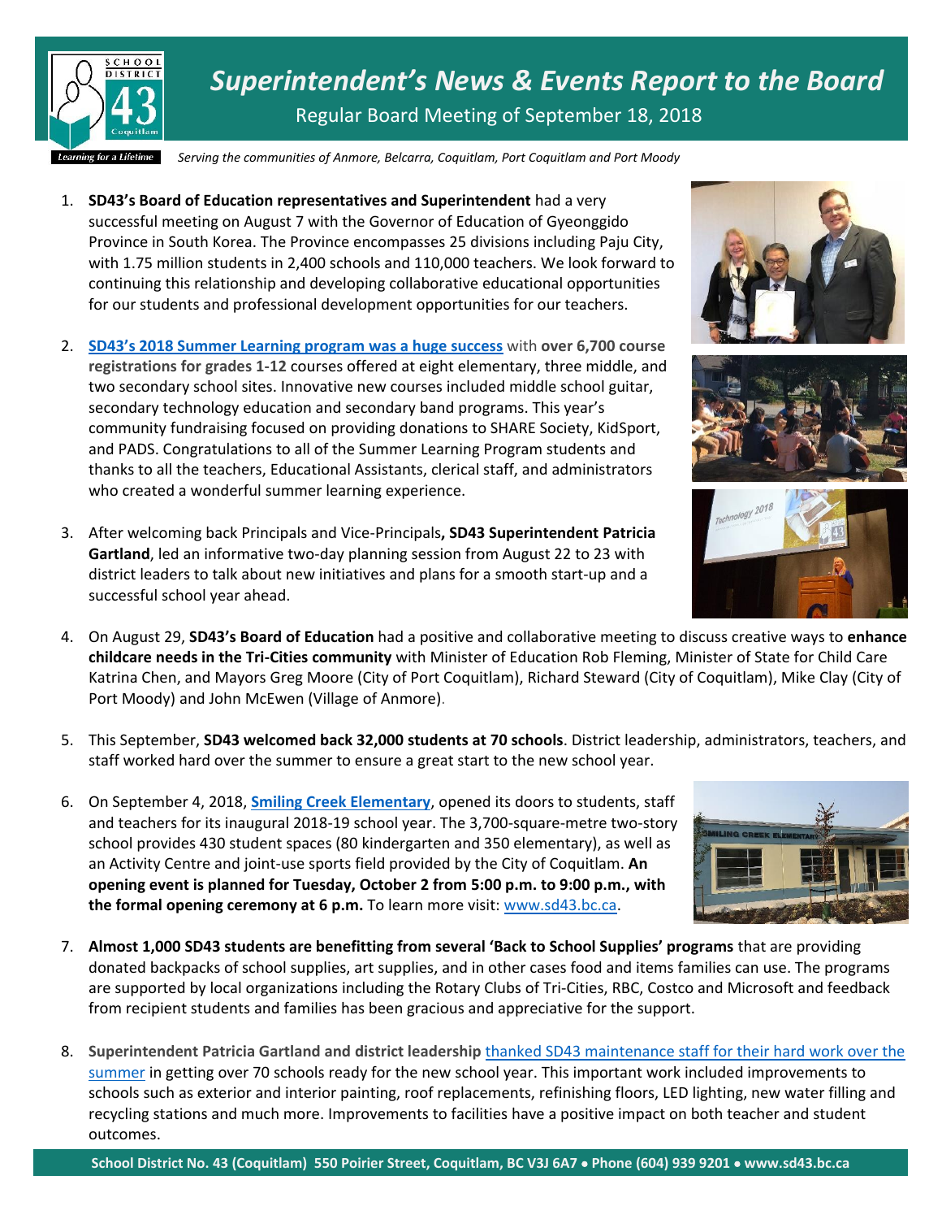# *Superintendent's News & Events Report to the Board*

Regular Board Meeting of September 18, 2018

*Serving the communities of Anmore, Belcarra, Coquitlam, Port Coquitlam and Port Moody*

1. **SD43's Board of Education representatives and Superintendent** had a very successful meeting on August 7 with the Governor of Education of Gyeonggido Province in South Korea. The Province encompasses 25 divisions including Paju City, with 1.75 million students in 2,400 schools and 110,000 teachers. We look forward to continuing this relationship and developing collaborative educational opportunities for our students and professional development opportunities for our teachers.

2. **SD43's 2018 Summer Learning program was a huge success** with **over 6,700 course registrations for grades 1-12** courses offered at eight elementary, three middle, and two secondary school sites. Innovative new courses included middle school guitar, secondary technology education and secondary band programs. This year's community fundraising focused on providing donations to SHARE Society, KidSport, and PADS. Congratulations to all of the Summer Learning Program students and thanks to all the teachers, Educational Assistants, clerical staff, and administrators who created a wonderful summer learning experience.

3. After welcoming back Principals and Vice-Principals**, SD43 Superintendent Patricia Gartland**, led an informative two-day planning session from August 22 to 23 with district leaders to talk about new initiatives and plans for a smooth start-up and a successful school year ahead.

4. On August 29, **SD43's Board of Education** had a positive and collaborative meeting to discuss creative ways to **enhance childcare needs in the Tri-Cities community** with Minister of Education Rob Fleming, Minister of State for Child Care Katrina Chen, and Mayors Greg Moore (City of Port Coquitlam), Richard Steward (City of Coquitlam), Mike Clay (City of Port Moody) and John McEwen (Village of Anmore).

5. This September, **SD43 welcomed back 32,000 students at 70 schools**. District leadership, administrators, teachers, and staff worked hard over the summer to ensure a great start to the new school year.

6. On September 4, 2018, **Smiling Creek Elementary**, opened its doors to students, staff and teachers for its inaugural 2018-19 school year. The 3,700-square-metre two-story school provides 430 student spaces (80 kindergarten and 350 elementary), as well as an Activity Centre and joint-use sports field provided by the City of Coquitlam. **An opening event is planned for Tuesday, October 2 from 5:00 p.m. to 9:00 p.m., with the formal opening ceremony at 6 p.m.** To learn more visit: www.sd43.bc.ca.

7. **Almost 1,000 SD43 students are benefitting from several 'Back to School Supplies' programs** that are providing donated backpacks of school supplies, art supplies, and in other cases food and items families can use. The programs are supported by local organizations including the Rotary Clubs of Tri-Cities, RBC, Costco and Microsoft and feedback from recipient students and families has been gracious and appreciative for the support.

8. **Superintendent Patricia Gartland and district leadership** thanked SD43 maintenance staff for their hard work over the summer in getting over 70 schools ready for the new school year. This important work included improvements to schools such as exterior and interior painting, roof replacements, refinishing floors, LED lighting, new water filling and recycling stations and much more. Improvements to facilities have a positive impact on both teacher and student outcomes.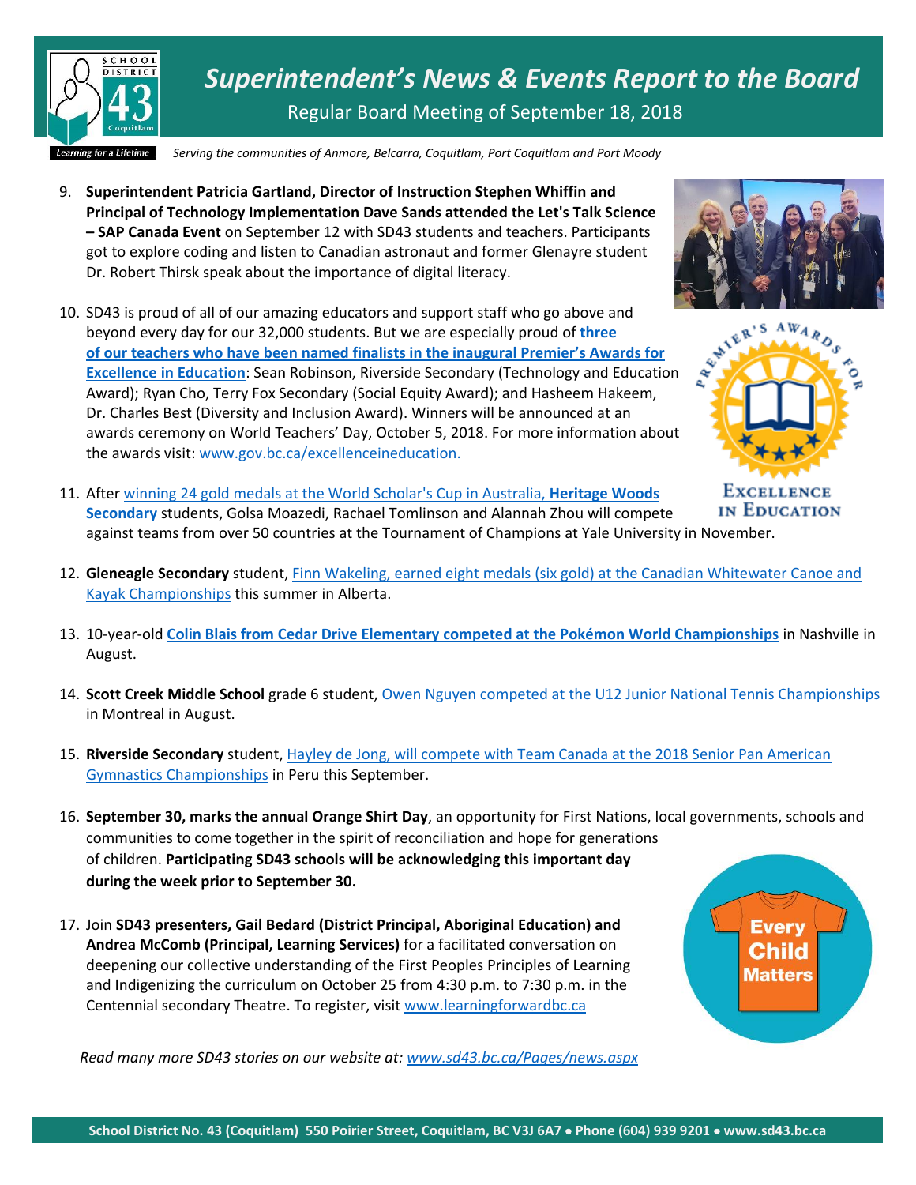# *Superintendent's News & Events Report to the Board*

Regular Board Meeting of September 18, 2018

*Serving the communities of Anmore, Belcarra, Coquitlam, Port Coquitlam and Port Moody*

9. **Superintendent Patricia Gartland, Director of Instruction Stephen Whiffin and Principal of Technology Implementation Dave Sands attended the Let's Talk Science – SAP Canada Event** on September 12 with SD43 students and teachers. Participants got to explore coding and listen to Canadian astronaut and former Glenayre student Dr. Robert Thirsk speak about the importance of digital literacy.

10. SD43 is proud of all of our amazing educators and support staff who go above and beyond every day for our 32,000 students. But we are especially proud of **three** of our teachers who have been named finalists in the inaugural Premier's Awards for Excellence in Education: Sean Robinson, Riverside Secondary (Technology and Education Award); Ryan Cho, Terry Fox Secondary (Social Equity Award); and Hasheem Hakeem, Dr. Charles Best (Diversity and Inclusion Award). Winners will be announced at an awards ceremony on World Teachers' Day, October 5, 2018. For more information about the awards visit: www.gov.bc.ca/excellenceineducation.

11. After winning 24 gold medals at the World Scholar's Cup in Australia, **Heritage Woods Secondary** students, Golsa Moazedi, Rachael Tomlinson and Alannah Zhou will compete against teams from over 50 countries at the Tournament of Champions at Yale University in November.

12. **Gleneagle Secondary** student, Finn Wakeling, earned eight medals (six gold) at the Canadian Whitewater Canoe and Kayak Championships this summer in Alberta.

13. 10-year-old **Colin Blais from Cedar Drive Elementary competed at the Pokémon World Championships** in Nashville in August.

14. **Scott Creek Middle School** grade 6 student, Owen Nguyen competed at the U12 Junior National Tennis Championships in Montreal in August.

15. **Riverside Secondary** student, Hayley de Jong, will compete with Team Canada at the 2018 Senior Pan American Gymnastics Championships in Peru this September.

16. **September 30, marks the annual Orange Shirt Day**, an opportunity for First Nations, local governments, schools and communities to come together in the spirit of reconciliation and hope for generations of children. **Participating SD43 schools will be acknowledging this important day during the week prior to September 30.**

17. Join **SD43 presenters, Gail Bedard (District Principal, Aboriginal Education) and Andrea McComb (Principal, Learning Services)** for a facilitated conversation on deepening our collective understanding of the First Peoples Principles of Learning and Indigenizing the curriculum on October 25 from 4:30 p.m. to 7:30 p.m. in the Centennial secondary Theatre. To register, visit www.learningforwardbc.ca

*Read many more SD43 stories on our website at: www.sd43.bc.ca/Pages/news.aspx*

**School District No. 43 (Coquitlam) 550 Poirier Street, Coquitlam, BC V3J 6A7 • Phone (604) 939 9201 • www.sd43.bc.ca**